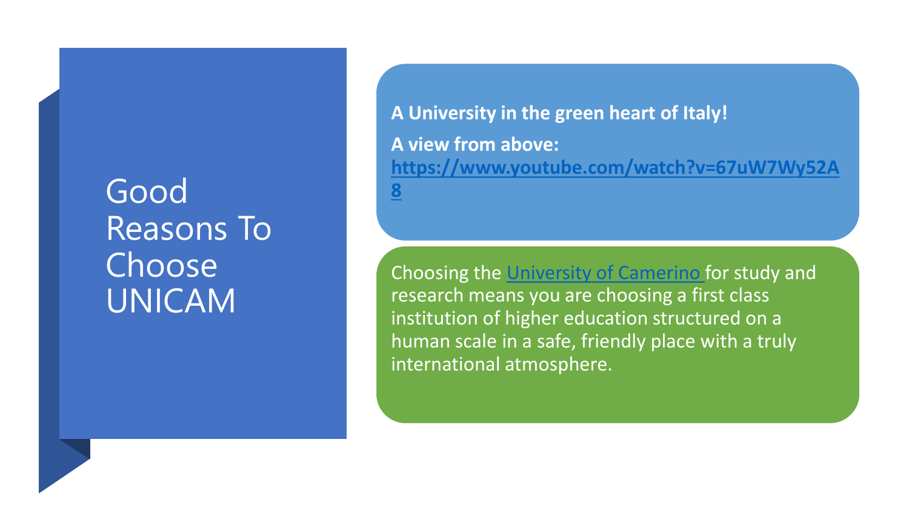# Good Reasons To Choose UNICAM

**A University in the green heart of Italy!**

**A view from above: https://www.youtube.com/watch?v=67uW7Wy52A8**

Choosing the University of Camerino for study and research means you are choosing a first class institution of higher education structured on a human scale in a safe, friendly place with a truly international atmosphere.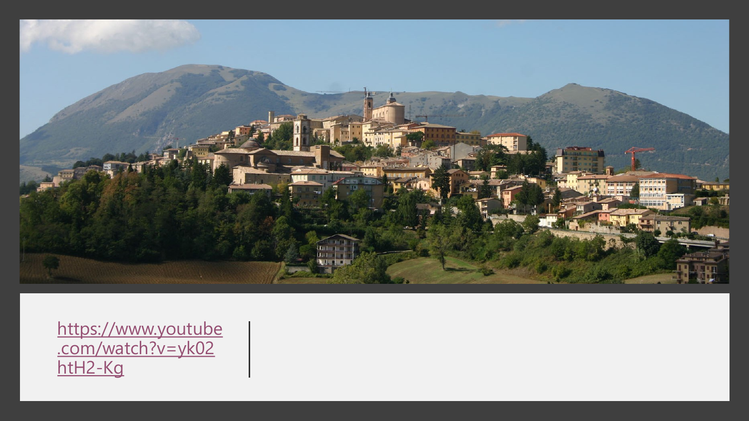[https://www.youtube.com/watch?v=yk02htH2-Kg](https://www.youtube.com/watch?v=yk02htH2-Kg)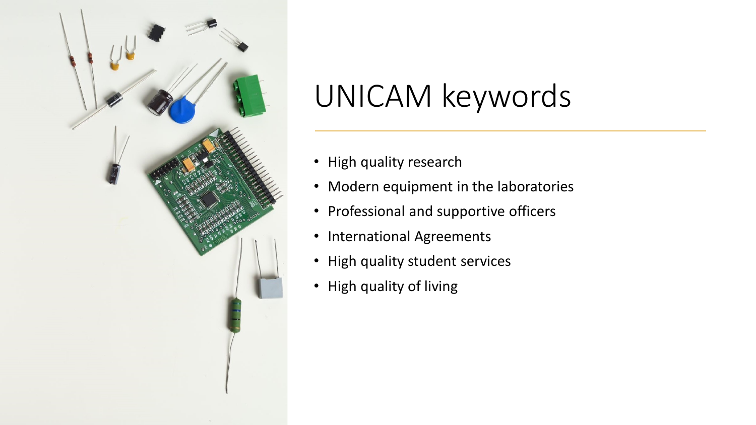# UNICAM keywords

- High quality research
- Modern equipment in the laboratories
- Professional and supportive officers
- International Agreements
- High quality student services
- High quality of living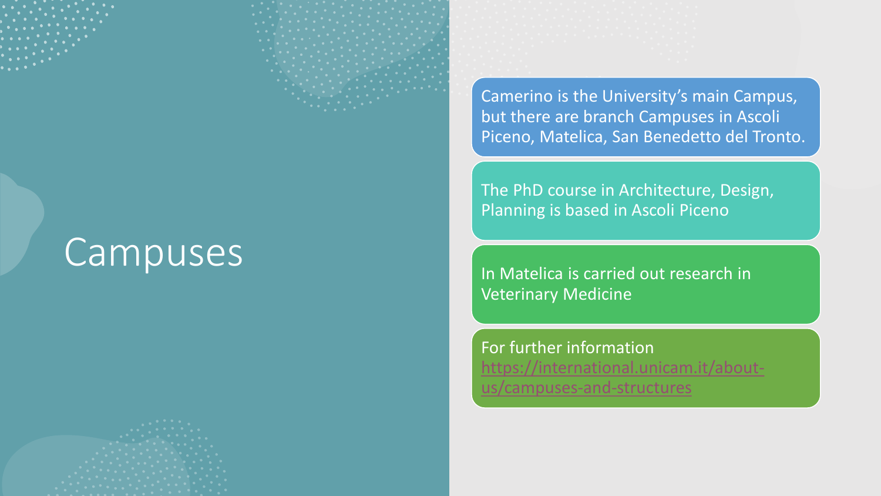# Campuses

- Camerino is the University’s main Campus, but there are branch Campuses in Ascoli Piceno, Matelica, San Benedetto del Tronto.
- The PhD course in Architecture, Design, Planning is based in Ascoli Piceno
- In Matelica is carried out research in Veterinary Medicine
- For further information [https://international.unicam.it/about-us/campuses-and-structures](https://international.unicam.it/about-us/campuses-and-structures)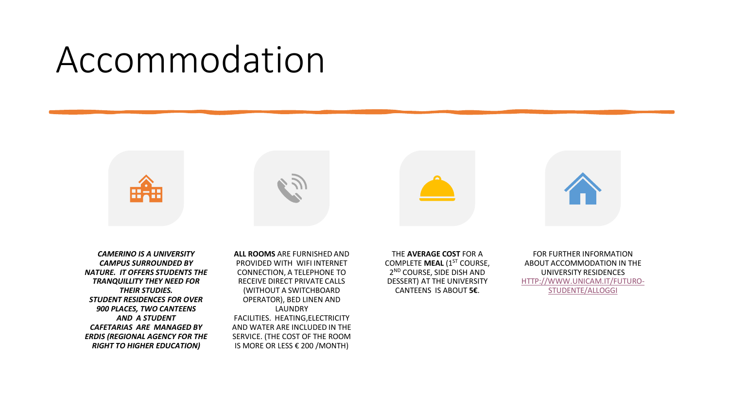# Accommodation

***CAMERINO IS A UNIVERSITY CAMPUS SURROUNDED BY NATURE. IT OFFERS STUDENTS THE TRANQUILLITY THEY NEED FOR THEIR STUDIES. STUDENT RESIDENCES FOR OVER 900 PLACES, TWO CANTEENS AND A STUDENT CAFETARIAS ARE MANAGED BY ERDIS (REGIONAL AGENCY FOR THE RIGHT TO HIGHER EDUCATION)***

**ALL ROOMS** ARE FURNISHED AND PROVIDED WITH WIFI INTERNET CONNECTION, A TELEPHONE TO RECEIVE DIRECT PRIVATE CALLS (WITHOUT A SWITCHBOARD OPERATOR), BED LINEN AND LAUNDRY FACILITIES. HEATING,ELECTRICITY AND WATER ARE INCLUDED IN THE SERVICE. (THE COST OF THE ROOM IS MORE OR LESS € 200 /MONTH)

THE **AVERAGE COST** FOR A COMPLETE **MEAL** (1ST COURSE, 2ND COURSE, SIDE DISH AND DESSERT) AT THE UNIVERSITY CANTEENS IS ABOUT **5€**.

FOR FURTHER INFORMATION ABOUT ACCOMMODATION IN THE UNIVERSITY RESIDENCES [HTTP://WWW.UNICAM.IT/FUTURO-STUDENTE/ALLOGGI](http://www.unicam.it/futuro-studente/alloggi)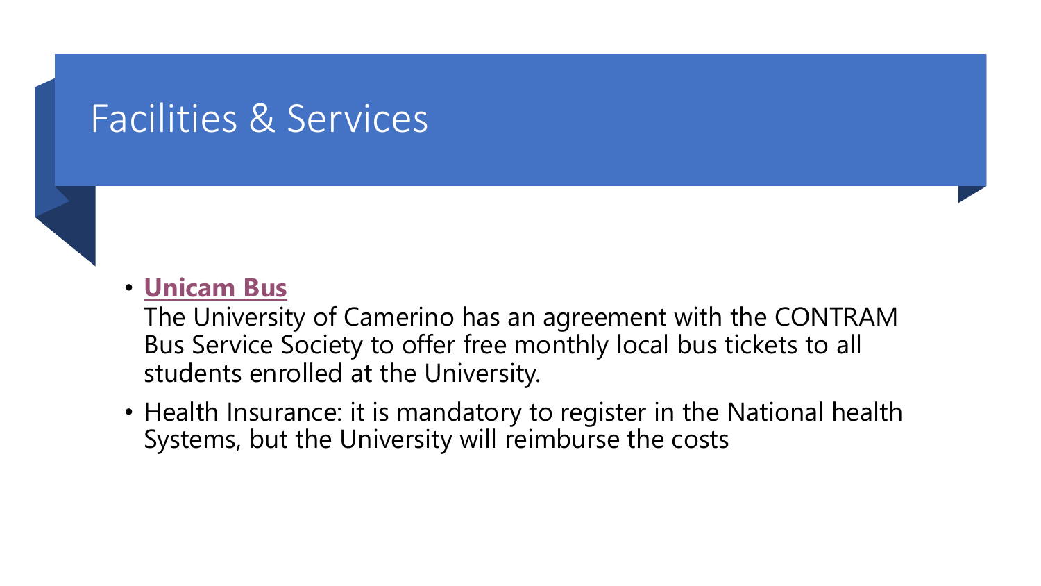# Facilities & Services

- **Unicam Bus**
  The University of Camerino has an agreement with the CONTRAM Bus Service Society to offer free monthly local bus tickets to all students enrolled at the University.
- Health Insurance: it is mandatory to register in the National health Systems, but the University will reimburse the costs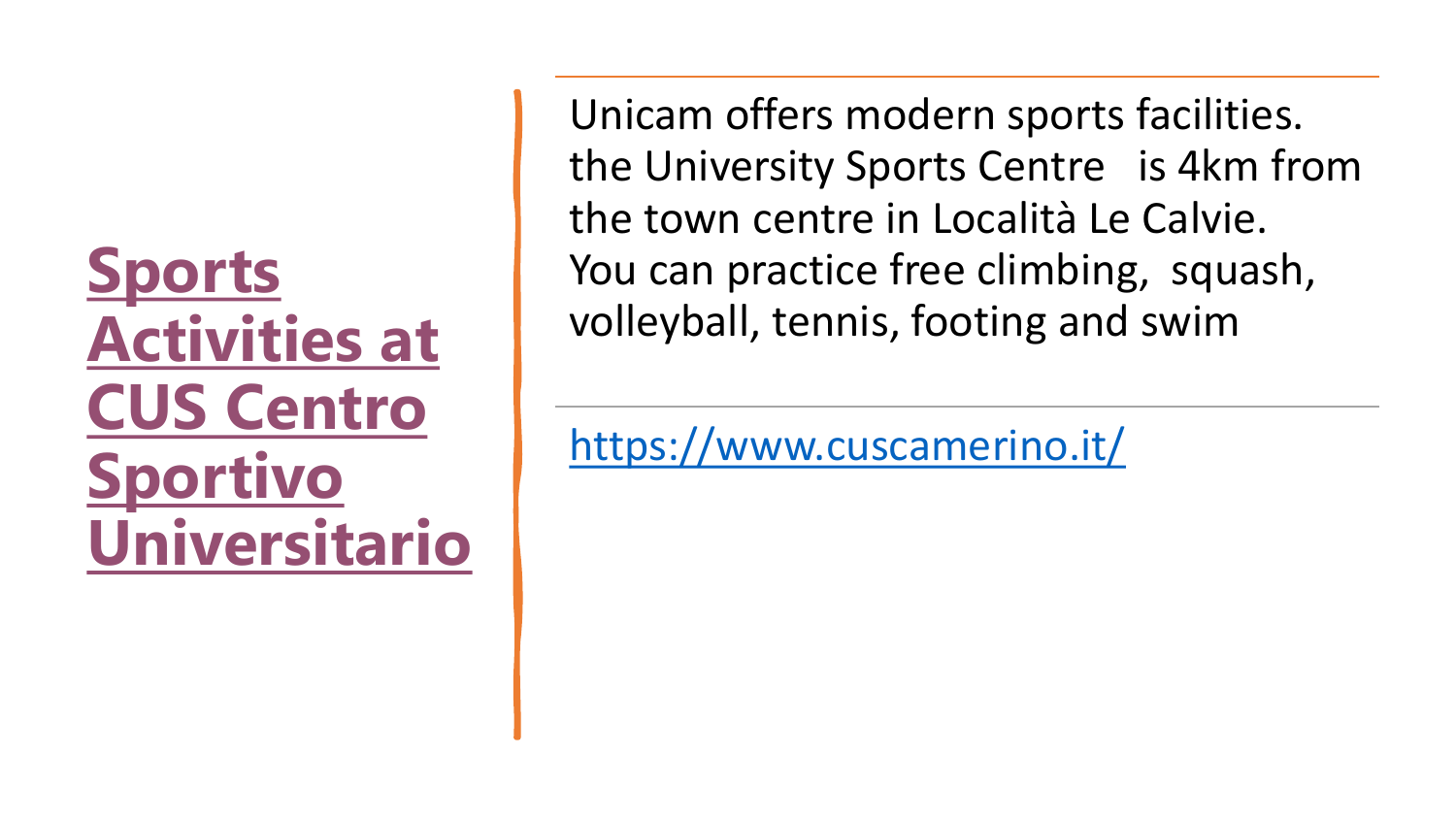# Sports Activities at CUS Centro Sportivo Universitario

Unicam offers modern sports facilities. the University Sports Centre is 4km from the town centre in Località Le Calvie. You can practice free climbing, squash, volleyball, tennis, footing and swim

https://www.cuscamerino.it/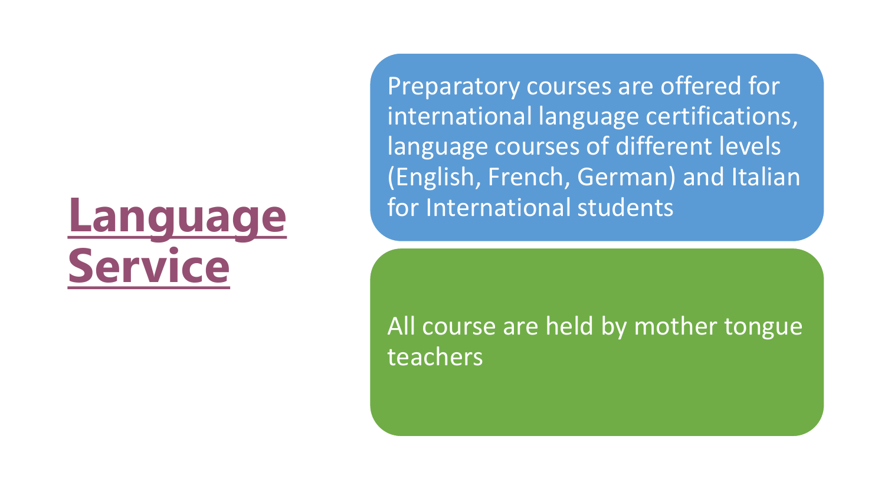# Language Service

Preparatory courses are offered for international language certifications, language courses of different levels (English, French, German) and Italian for International students

All course are held by mother tongue teachers